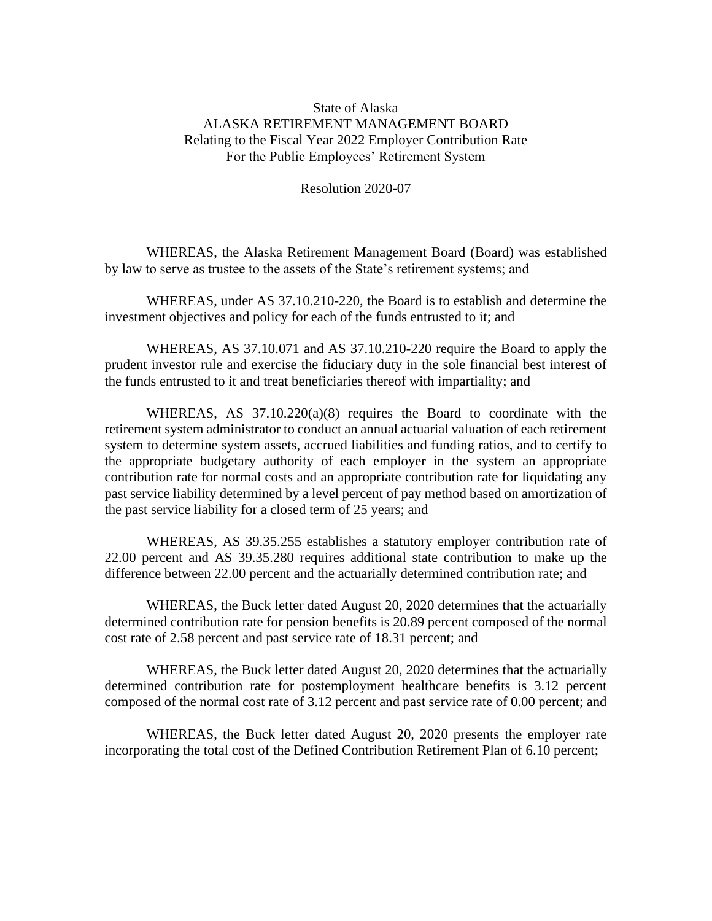State of Alaska
ALASKA RETIREMENT MANAGEMENT BOARD
Relating to the Fiscal Year 2022 Employer Contribution Rate
For the Public Employees' Retirement System

Resolution 2020-07

WHEREAS, the Alaska Retirement Management Board (Board) was established by law to serve as trustee to the assets of the State's retirement systems; and

WHEREAS, under AS 37.10.210-220, the Board is to establish and determine the investment objectives and policy for each of the funds entrusted to it; and

WHEREAS, AS 37.10.071 and AS 37.10.210-220 require the Board to apply the prudent investor rule and exercise the fiduciary duty in the sole financial best interest of the funds entrusted to it and treat beneficiaries thereof with impartiality; and

WHEREAS, AS 37.10.220(a)(8) requires the Board to coordinate with the retirement system administrator to conduct an annual actuarial valuation of each retirement system to determine system assets, accrued liabilities and funding ratios, and to certify to the appropriate budgetary authority of each employer in the system an appropriate contribution rate for normal costs and an appropriate contribution rate for liquidating any past service liability determined by a level percent of pay method based on amortization of the past service liability for a closed term of 25 years; and

WHEREAS, AS 39.35.255 establishes a statutory employer contribution rate of 22.00 percent and AS 39.35.280 requires additional state contribution to make up the difference between 22.00 percent and the actuarially determined contribution rate; and

WHEREAS, the Buck letter dated August 20, 2020 determines that the actuarially determined contribution rate for pension benefits is 20.89 percent composed of the normal cost rate of 2.58 percent and past service rate of 18.31 percent; and

WHEREAS, the Buck letter dated August 20, 2020 determines that the actuarially determined contribution rate for postemployment healthcare benefits is 3.12 percent composed of the normal cost rate of 3.12 percent and past service rate of 0.00 percent; and

WHEREAS, the Buck letter dated August 20, 2020 presents the employer rate incorporating the total cost of the Defined Contribution Retirement Plan of 6.10 percent;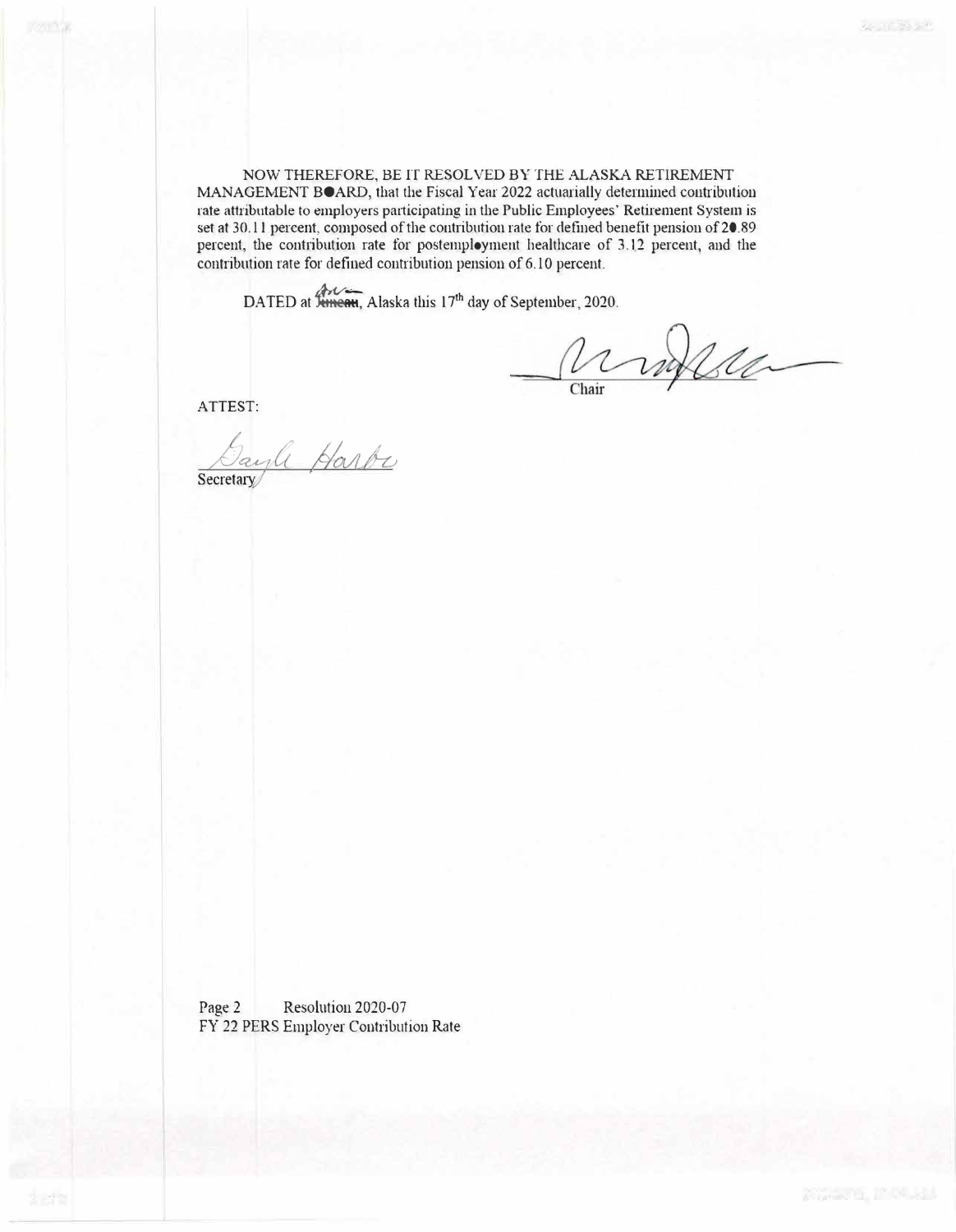NOW THEREFORE, BE IT RESOLVED BY THE ALASKA RETIREMENT MANAGEMENT BOARD, that the Fiscal Year 2022 actuarially determined contribution rate attributable to employers participating in the Public Employees' Retirement System is set at 30.11 percent, composed of the contribution rate for defined benefit pension of 20.89 percent, the contribution rate for postemployment healthcare of 3.12 percent, and the contribution rate for defined contribution pension of 6.10 percent.

DATED at ~~Juneau~~ Anc, Alaska this 17th day of September, 2020.

Chair

ATTEST:

Gayle Harbo

Secretary

Page 2 Resolution 2020-07
FY 22 PERS Employer Contribution Rate